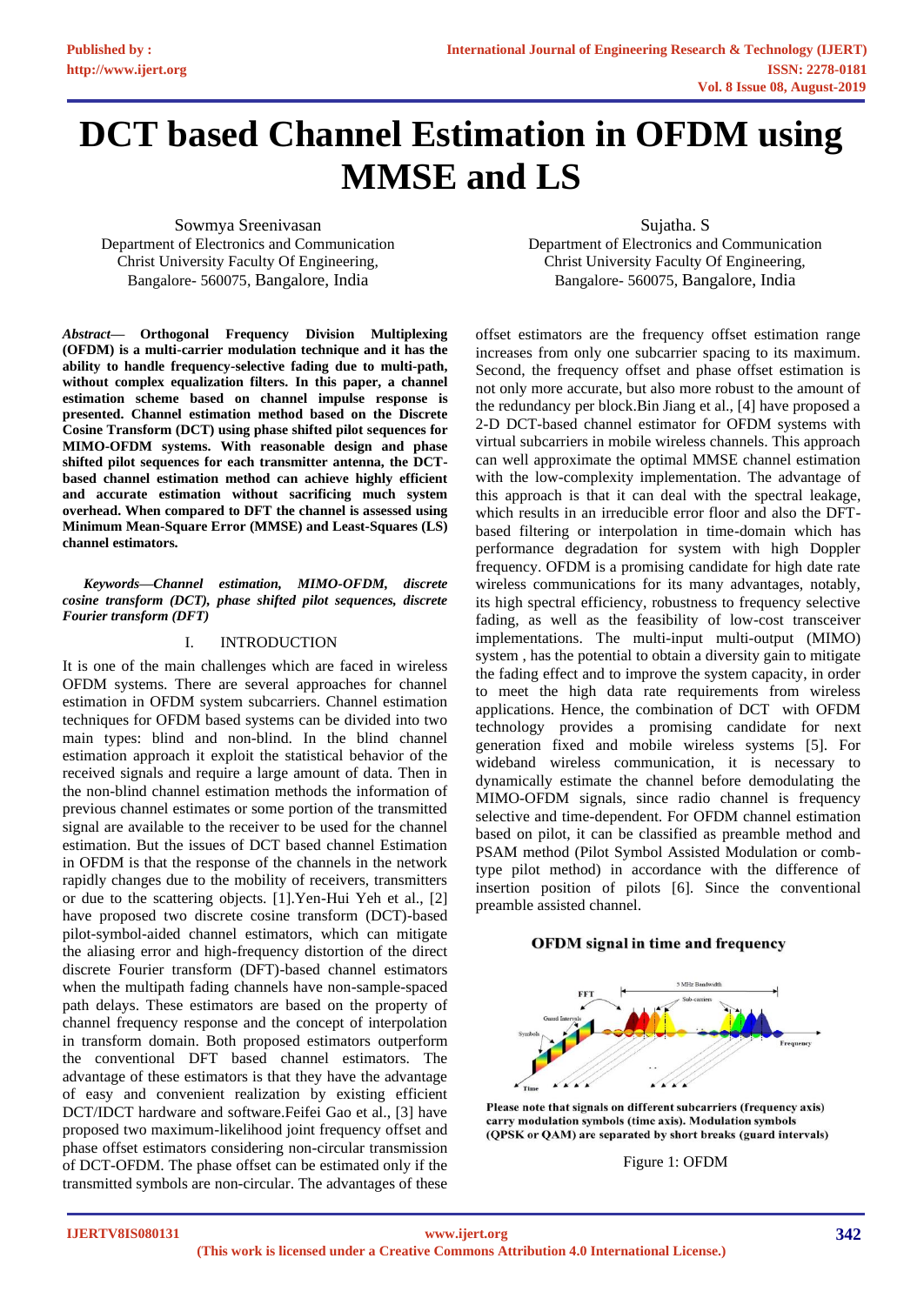# DCT based Channel Estimation in OFDM using MMSE and LS

Sowmya Sreenivasan
Department of Electronics and Communication
Christ University Faculty Of Engineering,
Bangalore- 560075, Bangalore, India

Sujatha. S
Department of Electronics and Communication
Christ University Faculty Of Engineering,
Bangalore- 560075, Bangalore, India

***Abstract*— Orthogonal Frequency Division Multiplexing (OFDM) is a multi-carrier modulation technique and it has the ability to handle frequency-selective fading due to multi-path, without complex equalization filters. In this paper, a channel estimation scheme based on channel impulse response is presented. Channel estimation method based on the Discrete Cosine Transform (DCT) using phase shifted pilot sequences for MIMO-OFDM systems. With reasonable design and phase shifted pilot sequences for each transmitter antenna, the DCT-based channel estimation method can achieve highly efficient and accurate estimation without sacrificing much system overhead. When compared to DFT the channel is assessed using Minimum Mean-Square Error (MMSE) and Least-Squares (LS) channel estimators.**

***Keywords—Channel estimation, MIMO-OFDM, discrete cosine transform (DCT), phase shifted pilot sequences, discrete Fourier transform (DFT)***

## I. INTRODUCTION

It is one of the main challenges which are faced in wireless OFDM systems. There are several approaches for channel estimation in OFDM system subcarriers. Channel estimation techniques for OFDM based systems can be divided into two main types: blind and non-blind. In the blind channel estimation approach it exploit the statistical behavior of the received signals and require a large amount of data. Then in the non-blind channel estimation methods the information of previous channel estimates or some portion of the transmitted signal are available to the receiver to be used for the channel estimation. But the issues of DCT based channel Estimation in OFDM is that the response of the channels in the network rapidly changes due to the mobility of receivers, transmitters or due to the scattering objects. [1].Yen-Hui Yeh et al., [2] have proposed two discrete cosine transform (DCT)-based pilot-symbol-aided channel estimators, which can mitigate the aliasing error and high-frequency distortion of the direct discrete Fourier transform (DFT)-based channel estimators when the multipath fading channels have non-sample-spaced path delays. These estimators are based on the property of channel frequency response and the concept of interpolation in transform domain. Both proposed estimators outperform the conventional DFT based channel estimators. The advantage of these estimators is that they have the advantage of easy and convenient realization by existing efficient DCT/IDCT hardware and software.Feifei Gao et al., [3] have proposed two maximum-likelihood joint frequency offset and phase offset estimators considering non-circular transmission of DCT-OFDM. The phase offset can be estimated only if the transmitted symbols are non-circular. The advantages of these offset estimators are the frequency offset estimation range increases from only one subcarrier spacing to its maximum. Second, the frequency offset and phase offset estimation is not only more accurate, but also more robust to the amount of the redundancy per block.Bin Jiang et al., [4] have proposed a 2-D DCT-based channel estimator for OFDM systems with virtual subcarriers in mobile wireless channels. This approach can well approximate the optimal MMSE channel estimation with the low-complexity implementation. The advantage of this approach is that it can deal with the spectral leakage, which results in an irreducible error floor and also the DFT-based filtering or interpolation in time-domain which has performance degradation for system with high Doppler frequency. OFDM is a promising candidate for high date rate wireless communications for its many advantages, notably, its high spectral efficiency, robustness to frequency selective fading, as well as the feasibility of low-cost transceiver implementations. The multi-input multi-output (MIMO) system , has the potential to obtain a diversity gain to mitigate the fading effect and to improve the system capacity, in order to meet the high data rate requirements from wireless applications. Hence, the combination of DCT with OFDM technology provides a promising candidate for next generation fixed and mobile wireless systems [5]. For wideband wireless communication, it is necessary to dynamically estimate the channel before demodulating the MIMO-OFDM signals, since radio channel is frequency selective and time-dependent. For OFDM channel estimation based on pilot, it can be classified as preamble method and PSAM method (Pilot Symbol Assisted Modulation or comb-type pilot method) in accordance with the difference of insertion position of pilots [6]. Since the conventional preamble assisted channel.

Figure 1: OFDM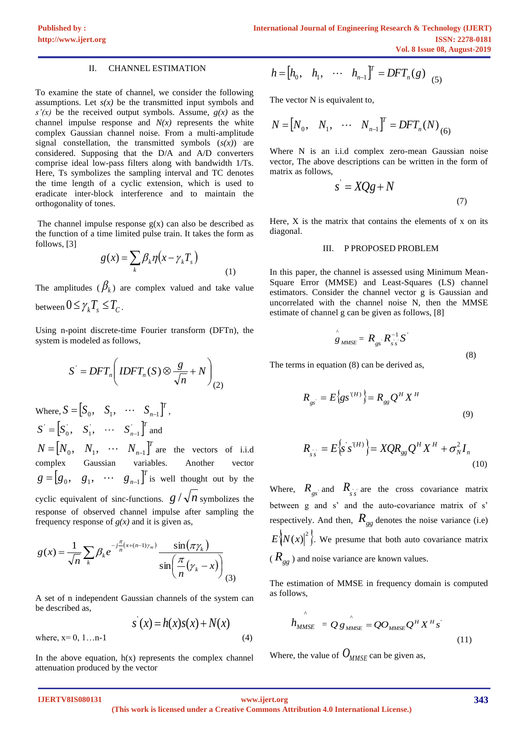## II. CHANNEL ESTIMATION

To examine the state of channel, we consider the following assumptions. Let $s(x)$ be the transmitted input symbols and $s'(x)$ be the received output symbols. Assume, $g(x)$ as the channel impulse response and $N(x)$ represents the white complex Gaussian channel noise. From a multi-amplitude signal constellation, the transmitted symbols ($s(x)$) are considered. Supposing that the D/A and A/D converters comprise ideal low-pass filters along with bandwidth 1/Ts. Here, Ts symbolizes the sampling interval and TC denotes the time length of a cyclic extension, which is used to eradicate inter-block interference and to maintain the orthogonality of tones.

The channel impulse response g(x) can also be described as the function of a time limited pulse train. It takes the form as follows, [3]

$$g(x) = \sum_k \beta_k \eta(x - \gamma_k T_s) \tag{1}$$

The amplitudes ($\beta_k$) are complex valued and take value between $0 \leq \gamma_k T_s \leq T_C$.

Using n-point discrete-time Fourier transform (DFTn), the system is modeled as follows,

$$S' = DFT_n\left(IDFT_n(S) \otimes \frac{g}{\sqrt{n}} + N\right) \tag{2}$$

Where, $S = [S_0, \quad S_1, \quad \cdots \quad S_{n-1}]^T$,

$S' = [S'_0, \quad S'_1, \quad \cdots \quad S'_{n-1}]^T$ and

$N = [N_0, \quad N_1, \quad \cdots \quad N_{n-1}]^T$ are the vectors of i.i.d complex Gaussian variables. Another vector $g = [g_0, \quad g_1, \quad \cdots \quad g_{n-1}]^T$ is well thought out by the cyclic equivalent of sinc-functions. $g/\sqrt{n}$ symbolizes the response of observed channel impulse after sampling the frequency response of $g(x)$ and it is given as,

$$g(x) = \frac{1}{\sqrt{n}} \sum_k \beta_k e^{-j\frac{\pi}{n}(x+(n-1)\gamma_m)} \frac{\sin(\pi \gamma_k)}{\sin\left(\frac{\pi}{n}(\gamma_k - x)\right)} \tag{3}$$

A set of n independent Gaussian channels of the system can be described as,

$$s'(x) = h(x)s(x) + N(x) \tag{4}$$

where, x= 0, 1…n-1

In the above equation, h(x) represents the complex channel attenuation produced by the vector

$$h = [h_0, \quad h_1, \quad \cdots \quad h_{n-1}]^T = DFT_n(g) \tag{5}$$

The vector N is equivalent to,

$$N = [N_0, \quad N_1, \quad \cdots \quad N_{n-1}]^T = DFT_n(N) \tag{6}$$

Where N is an i.i.d complex zero-mean Gaussian noise vector, The above descriptions can be written in the form of matrix as follows,

$$s' = XQg + N \tag{7}$$

Here, X is the matrix that contains the elements of x on its diagonal.

## III. P PROPOSED PROBLEM

In this paper, the channel is assessed using Minimum Mean-Square Error (MMSE) and Least-Squares (LS) channel estimators. Consider the channel vector g is Gaussian and uncorrelated with the channel noise N, then the MMSE estimate of channel g can be given as follows, [8]

$$\hat{g}_{MMSE} = R_{gs'} R_{s's'}^{-1} S' \tag{8}$$

The terms in equation (8) can be derived as,

$$R_{gs'} = E\{gs'^{(H)}\} = R_{gg} Q^H X^H \tag{9}$$

$$R_{s's'} = E\{s's'^{(H)}\} = XQR_{gg} Q^H X^H + \sigma_N^2 I_n \tag{10}$$

Where, $R_{gs'}$ and $R_{s's'}$ are the cross covariance matrix between g and s' and the auto-covariance matrix of s' respectively. And then, $R_{gg}$ denotes the noise variance (i.e) $E\{|N(x)|^2\}$. We presume that both auto covariance matrix ($R_{gg}$) and noise variance are known values.

The estimation of MMSE in frequency domain is computed as follows,

$$\hat{h}_{MMSE} = Q\hat{g}_{MMSE} = QO_{MMSE} Q^H X^H s' \tag{11}$$

Where, the value of $O_{MMSE}$ can be given as,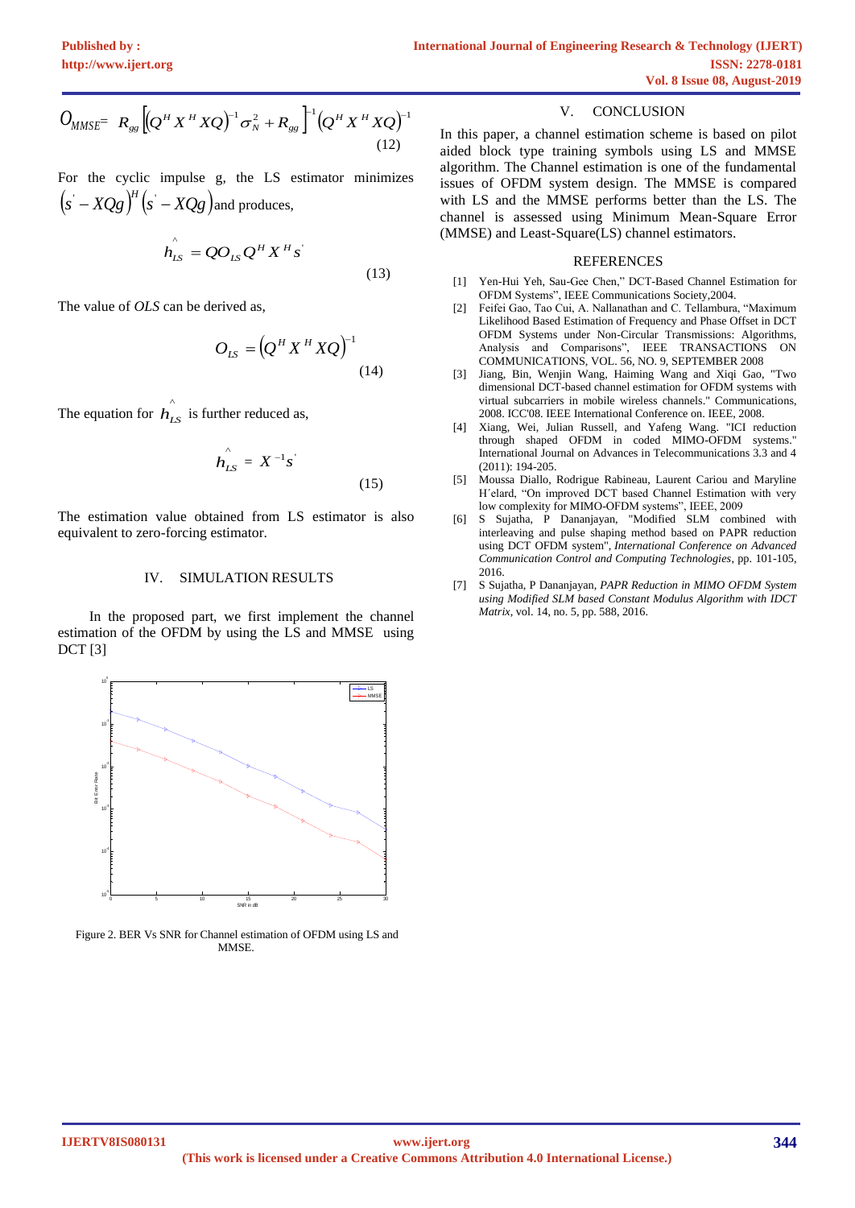$$O_{MMSE} = R_{gg}\left[\left(Q^H X^H XQ\right)^{-1}\sigma_N^2 + R_{gg}\right]^{-1}\left(Q^H X^H XQ\right)^{-1} \tag{12}$$

For the cyclic impulse g, the LS estimator minimizes $\left(s^{'} - XQg\right)^H\left(s^{'} - XQg\right)$ and produces,

$$\hat{h}_{LS} = QO_{LS}Q^H X^H s^{'} \tag{13}$$

The value of *OLS* can be derived as,

$$O_{LS} = \left(Q^H X^H XQ\right)^{-1} \tag{14}$$

The equation for $\hat{h}_{LS}$ is further reduced as,

$$\hat{h}_{LS} = X^{-1}s^{'} \tag{15}$$

The estimation value obtained from LS estimator is also equivalent to zero-forcing estimator.

## IV. SIMULATION RESULTS

In the proposed part, we first implement the channel estimation of the OFDM by using the LS and MMSE using DCT [3]

LS
MMSE
Bit Error Rate
SNR in dB
0
5
10
15
20
25
30

Figure 2. BER Vs SNR for Channel estimation of OFDM using LS and MMSE.

## V. CONCLUSION

In this paper, a channel estimation scheme is based on pilot aided block type training symbols using LS and MMSE algorithm. The Channel estimation is one of the fundamental issues of OFDM system design. The MMSE is compared with LS and the MMSE performs better than the LS. The channel is assessed using Minimum Mean-Square Error (MMSE) and Least-Square(LS) channel estimators.

## REFERENCES

[1] Yen-Hui Yeh, Sau-Gee Chen," DCT-Based Channel Estimation for OFDM Systems", IEEE Communications Society,2004.

[2] Feifei Gao, Tao Cui, A. Nallanathan and C. Tellambura, "Maximum Likelihood Based Estimation of Frequency and Phase Offset in DCT OFDM Systems under Non-Circular Transmissions: Algorithms, Analysis and Comparisons", IEEE TRANSACTIONS ON COMMUNICATIONS, VOL. 56, NO. 9, SEPTEMBER 2008

[3] Jiang, Bin, Wenjin Wang, Haiming Wang and Xiqi Gao, "Two dimensional DCT-based channel estimation for OFDM systems with virtual subcarriers in mobile wireless channels." Communications, 2008. ICC'08. IEEE International Conference on. IEEE, 2008.

[4] Xiang, Wei, Julian Russell, and Yafeng Wang. "ICI reduction through shaped OFDM in coded MIMO-OFDM systems." International Journal on Advances in Telecommunications 3.3 and 4 (2011): 194-205.

[5] Moussa Diallo, Rodrigue Rabineau, Laurent Cariou and Maryline H´elard, "On improved DCT based Channel Estimation with very low complexity for MIMO-OFDM systems", IEEE, 2009

[6] S Sujatha, P Dananjayan, "Modified SLM combined with interleaving and pulse shaping method based on PAPR reduction using DCT OFDM system", *International Conference on Advanced Communication Control and Computing Technologies*, pp. 101-105, 2016.

[7] S Sujatha, P Dananjayan, *PAPR Reduction in MIMO OFDM System using Modified SLM based Constant Modulus Algorithm with IDCT Matrix*, vol. 14, no. 5, pp. 588, 2016.